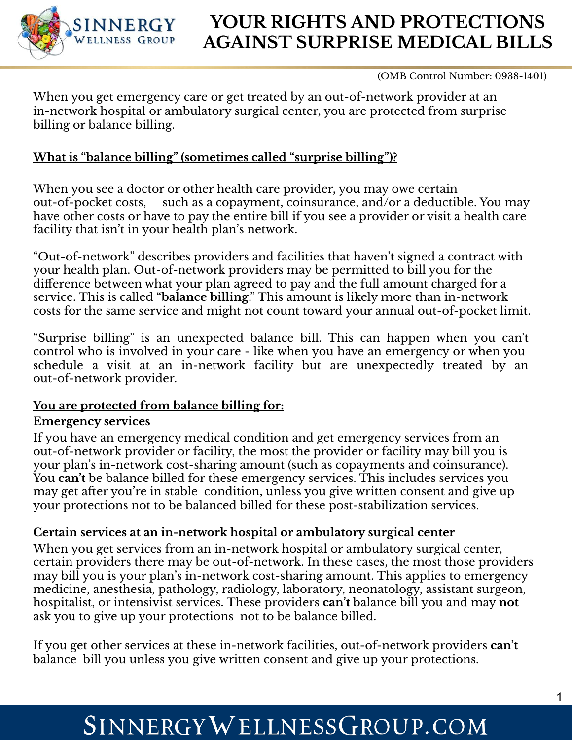# YOUR RIGHTS AND PROTECTIONS AGAINST SURPRISE MEDICAL BILLS

(OMB Control Number: 0938-1401)

When you get emergency care or get treated by an out-of-network provider at an in-network hospital or ambulatory surgical center, you are protected from surprise billing or balance billing.

## What is "balance billing" (sometimes called "surprise billing")?

When you see a doctor or other health care provider, you may owe certain out-of-pocket costs, such as a copayment, coinsurance, and/or a deductible. You may have other costs or have to pay the entire bill if you see a provider or visit a health care facility that isn't in your health plan's network.

"Out-of-network" describes providers and facilities that haven't signed a contract with your health plan. Out-of-network providers may be permitted to bill you for the difference between what your plan agreed to pay and the full amount charged for a service. This is called "**balance billing**." This amount is likely more than in-network costs for the same service and might not count toward your annual out-of-pocket limit.

"Surprise billing" is an unexpected balance bill. This can happen when you can't control who is involved in your care - like when you have an emergency or when you schedule a visit at an in-network facility but are unexpectedly treated by an out-of-network provider.

## You are protected from balance billing for:

### Emergency services

If you have an emergency medical condition and get emergency services from an out-of-network provider or facility, the most the provider or facility may bill you is your plan's in-network cost-sharing amount (such as copayments and coinsurance). You **can't** be balance billed for these emergency services. This includes services you may get after you're in stable condition, unless you give written consent and give up your protections not to be balanced billed for these post-stabilization services.

### Certain services at an in-network hospital or ambulatory surgical center

When you get services from an in-network hospital or ambulatory surgical center, certain providers there may be out-of-network. In these cases, the most those providers may bill you is your plan's in-network cost-sharing amount. This applies to emergency medicine, anesthesia, pathology, radiology, laboratory, neonatology, assistant surgeon, hospitalist, or intensivist services. These providers **can't** balance bill you and may **not** ask you to give up your protections not to be balance billed.

If you get other services at these in-network facilities, out-of-network providers **can't** balance bill you unless you give written consent and give up your protections.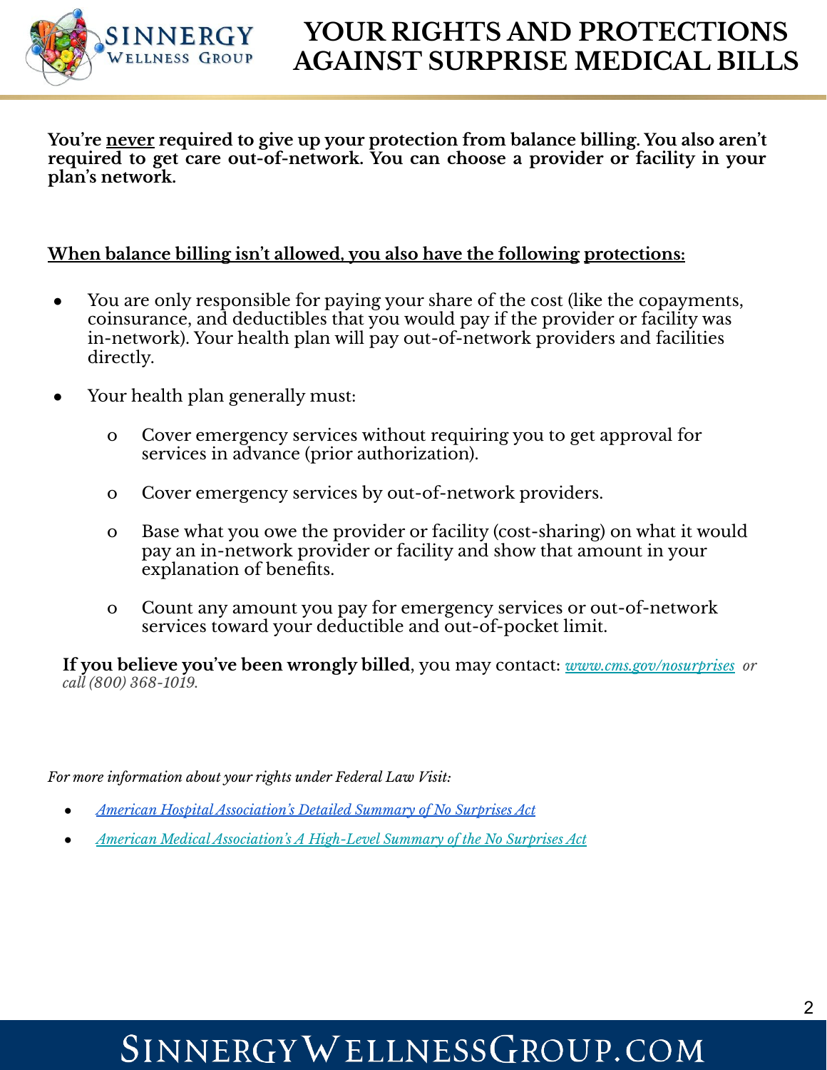# YOUR RIGHTS AND PROTECTIONS AGAINST SURPRISE MEDICAL BILLS

**You're never required to give up your protection from balance billing. You also aren't required to get care out-of-network. You can choose a provider or facility in your plan's network.**

**When balance billing isn't allowed, you also have the following protections:**

- You are only responsible for paying your share of the cost (like the copayments, coinsurance, and deductibles that you would pay if the provider or facility was in-network). Your health plan will pay out-of-network providers and facilities directly.
- Your health plan generally must:
  - Cover emergency services without requiring you to get approval for services in advance (prior authorization).
  - Cover emergency services by out-of-network providers.
  - Base what you owe the provider or facility (cost-sharing) on what it would pay an in-network provider or facility and show that amount in your explanation of benefits.
  - Count any amount you pay for emergency services or out-of-network services toward your deductible and out-of-pocket limit.

**If you believe you've been wrongly billed**, you may contact: *www.cms.gov/nosurprises or call (800) 368-1019.*

*For more information about your rights under Federal Law Visit:*

- *American Hospital Association's Detailed Summary of No Surprises Act*
- *American Medical Association's A High-Level Summary of the No Surprises Act*